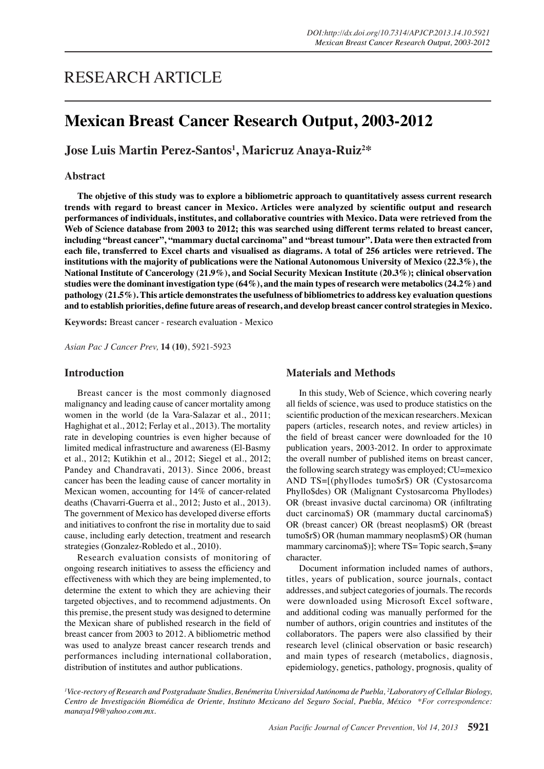RESEARCH ARTICLE

# Mexican Breast Cancer Research Output, 2003-2012

**Jose Luis Martin Perez-Santos[1], Maricruz Anaya-Ruiz[2]***

## Abstract

**The objetive of this study was to explore a bibliometric approach to quantitatively assess current research trends with regard to breast cancer in Mexico. Articles were analyzed by scientific output and research performances of individuals, institutes, and collaborative countries with Mexico. Data were retrieved from the Web of Science database from 2003 to 2012; this was searched using different terms related to breast cancer, including "breast cancer", "mammary ductal carcinoma" and "breast tumour". Data were then extracted from each file, transferred to Excel charts and visualised as diagrams. A total of 256 articles were retrieved. The institutions with the majority of publications were the National Autonomous University of Mexico (22.3%), the National Institute of Cancerology (21.9%), and Social Security Mexican Institute (20.3%); clinical observation studies were the dominant investigation type (64%), and the main types of research were metabolics (24.2%) and pathology (21.5%). This article demonstrates the usefulness of bibliometrics to address key evaluation questions and to establish priorities, define future areas of research, and develop breast cancer control strategies in Mexico.**

**Keywords:** Breast cancer - research evaluation - Mexico

*Asian Pac J Cancer Prev,* **14 (10)**, 5921-5923

## Introduction

Breast cancer is the most commonly diagnosed malignancy and leading cause of cancer mortality among women in the world (de la Vara-Salazar et al., 2011; Haghighat et al., 2012; Ferlay et al., 2013). The mortality rate in developing countries is even higher because of limited medical infrastructure and awareness (El-Basmy et al., 2012; Kutikhin et al., 2012; Siegel et al., 2012; Pandey and Chandravati, 2013). Since 2006, breast cancer has been the leading cause of cancer mortality in Mexican women, accounting for 14% of cancer-related deaths (Chavarri-Guerra et al., 2012; Justo et al., 2013). The government of Mexico has developed diverse efforts and initiatives to confront the rise in mortality due to said cause, including early detection, treatment and research strategies (Gonzalez-Robledo et al., 2010).

Research evaluation consists of monitoring of ongoing research initiatives to assess the efficiency and effectiveness with which they are being implemented, to determine the extent to which they are achieving their targeted objectives, and to recommend adjustments. On this premise, the present study was designed to determine the Mexican share of published research in the field of breast cancer from 2003 to 2012. A bibliometric method was used to analyze breast cancer research trends and performances including international collaboration, distribution of institutes and author publications.

## Materials and Methods

In this study, Web of Science, which covering nearly all fields of science, was used to produce statistics on the scientific production of the mexican researchers. Mexican papers (articles, research notes, and review articles) in the field of breast cancer were downloaded for the 10 publication years, 2003-2012. In order to approximate the overall number of published items on breast cancer, the following search strategy was employed; CU=mexico AND TS=[(phyllodes tumo$r$) OR (Cystosarcoma Phyllo$des) OR (Malignant Cystosarcoma Phyllodes) OR (breast invasive ductal carcinoma) OR (infiltrating duct carcinoma$) OR (mammary ductal carcinoma$) OR (breast cancer) OR (breast neoplasm$) OR (breast tumo$r$) OR (human mammary neoplasm$) OR (human mammary carcinoma$)]; where TS= Topic search, $=any character.

Document information included names of authors, titles, years of publication, source journals, contact addresses, and subject categories of journals. The records were downloaded using Microsoft Excel software, and additional coding was manually performed for the number of authors, origin countries and institutes of the collaborators. The papers were also classified by their research level (clinical observation or basic research) and main types of research (metabolics, diagnosis, epidemiology, genetics, pathology, prognosis, quality of

*[1]Vice-rectory of Research and Postgraduate Studies, Benémerita Universidad Autónoma de Puebla, [2]Laboratory of Cellular Biology, Centro de Investigación Biomédica de Oriente, Instituto Mexicano del Seguro Social, Puebla, México \*For correspondence: manaya19@yahoo.com.mx.*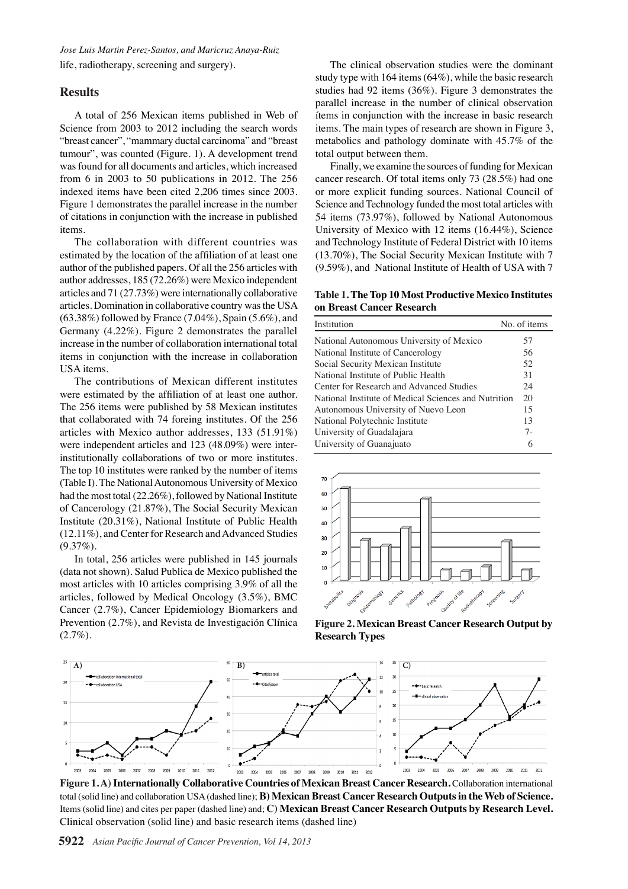life, radiotherapy, screening and surgery).

## Results

A total of 256 Mexican items published in Web of Science from 2003 to 2012 including the search words "breast cancer", "mammary ductal carcinoma" and "breast tumour", was counted (Figure. 1). A development trend was found for all documents and articles, which increased from 6 in 2003 to 50 publications in 2012. The 256 indexed items have been cited 2,206 times since 2003. Figure 1 demonstrates the parallel increase in the number of citations in conjunction with the increase in published items.

The collaboration with different countries was estimated by the location of the affiliation of at least one author of the published papers. Of all the 256 articles with author addresses, 185 (72.26%) were Mexico independent articles and 71 (27.73%) were internationally collaborative articles. Domination in collaborative country was the USA (63.38%) followed by France (7.04%), Spain (5.6%), and Germany (4.22%). Figure 2 demonstrates the parallel increase in the number of collaboration international total items in conjunction with the increase in collaboration USA items.

The contributions of Mexican different institutes were estimated by the affiliation of at least one author. The 256 items were published by 58 Mexican institutes that collaborated with 74 foreing institutes. Of the 256 articles with Mexico author addresses, 133 (51.91%) were independent articles and 123 (48.09%) were inter-institutionally collaborations of two or more institutes. The top 10 institutes were ranked by the number of items (Table I). The National Autonomous University of Mexico had the most total (22.26%), followed by National Institute of Cancerology (21.87%), The Social Security Mexican Institute (20.31%), National Institute of Public Health (12.11%), and Center for Research and Advanced Studies (9.37%).

In total, 256 articles were published in 145 journals (data not shown). Salud Publica de Mexico published the most articles with 10 articles comprising 3.9% of all the articles, followed by Medical Oncology (3.5%), BMC Cancer (2.7%), Cancer Epidemiology Biomarkers and Prevention (2.7%), and Revista de Investigación Clínica (2.7%).

The clinical observation studies were the dominant study type with 164 items (64%), while the basic research studies had 92 items (36%). Figure 3 demonstrates the parallel increase in the number of clinical observation ítems in conjunction with the increase in basic research items. The main types of research are shown in Figure 3, metabolics and pathology dominate with 45.7% of the total output between them.

Finally, we examine the sources of funding for Mexican cancer research. Of total items only 73 (28.5%) had one or more explicit funding sources. National Council of Science and Technology funded the most total articles with 54 items (73.97%), followed by National Autonomous University of Mexico with 12 items (16.44%), Science and Technology Institute of Federal District with 10 items (13.70%), The Social Security Mexican Institute with 7 (9.59%), and National Institute of Health of USA with 7

**Table 1. The Top 10 Most Productive Mexico Institutes on Breast Cancer Research**

| Institution | No. of items |
|---|---|
| National Autonomous University of Mexico | 57 |
| National Institute of Cancerology | 56 |
| Social Security Mexican Institute | 52 |
| National Institute of Public Health | 31 |
| Center for Research and Advanced Studies | 24 |
| National Institute of Medical Sciences and Nutrition | 20 |
| Autonomous University of Nuevo Leon | 15 |
| National Polytechnic Institute | 13 |
| University of Guadalajara | 7- |
| University of Guanajuato | 6 |

**Figure 2. Mexican Breast Cancer Research Output by Research Types**

**Figure 1. A) Internationally Collaborative Countries of Mexican Breast Cancer Research.** Collaboration international total (solid line) and collaboration USA (dashed line); **B) Mexican Breast Cancer Research Outputs in the Web of Science.** Items (solid line) and cites per paper (dashed line) and; **C) Mexican Breast Cancer Research Outputs by Research Level.** Clinical observation (solid line) and basic research items (dashed line)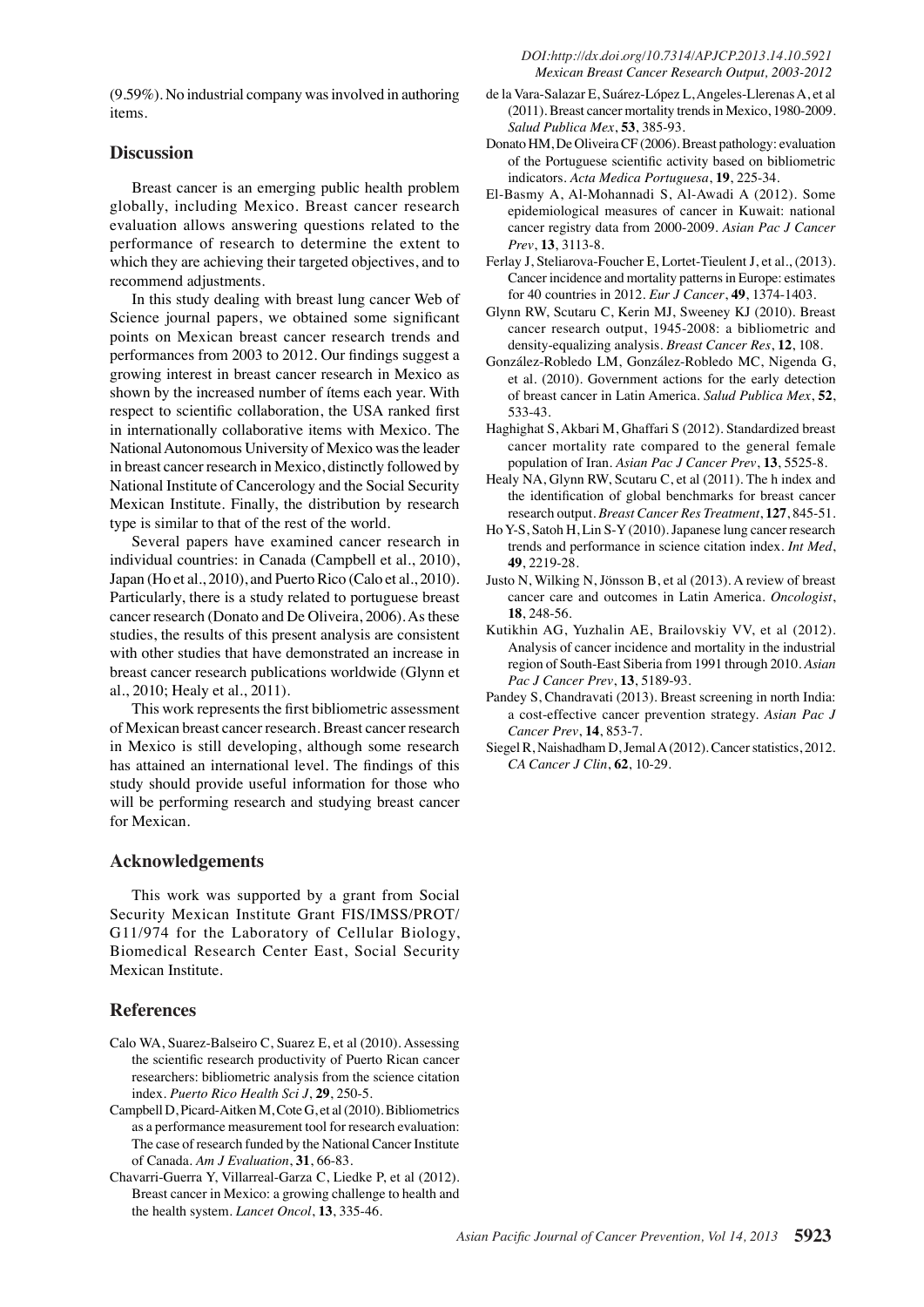(9.59%). No industrial company was involved in authoring items.

## Discussion

Breast cancer is an emerging public health problem globally, including Mexico. Breast cancer research evaluation allows answering questions related to the performance of research to determine the extent to which they are achieving their targeted objectives, and to recommend adjustments.

In this study dealing with breast lung cancer Web of Science journal papers, we obtained some significant points on Mexican breast cancer research trends and performances from 2003 to 2012. Our findings suggest a growing interest in breast cancer research in Mexico as shown by the increased number of ítems each year. With respect to scientific collaboration, the USA ranked first in internationally collaborative items with Mexico. The National Autonomous University of Mexico was the leader in breast cancer research in Mexico, distinctly followed by National Institute of Cancerology and the Social Security Mexican Institute. Finally, the distribution by research type is similar to that of the rest of the world.

Several papers have examined cancer research in individual countries: in Canada (Campbell et al., 2010), Japan (Ho et al., 2010), and Puerto Rico (Calo et al., 2010). Particularly, there is a study related to portuguese breast cancer research (Donato and De Oliveira, 2006). As these studies, the results of this present analysis are consistent with other studies that have demonstrated an increase in breast cancer research publications worldwide (Glynn et al., 2010; Healy et al., 2011).

This work represents the first bibliometric assessment of Mexican breast cancer research. Breast cancer research in Mexico is still developing, although some research has attained an international level. The findings of this study should provide useful information for those who will be performing research and studying breast cancer for Mexican.

## Acknowledgements

This work was supported by a grant from Social Security Mexican Institute Grant FIS/IMSS/PROT/G11/974 for the Laboratory of Cellular Biology, Biomedical Research Center East, Social Security Mexican Institute.

## References

Calo WA, Suarez-Balseiro C, Suarez E, et al (2010). Assessing the scientific research productivity of Puerto Rican cancer researchers: bibliometric analysis from the science citation index. *Puerto Rico Health Sci J*, **29**, 250-5.

Campbell D, Picard-Aitken M, Cote G, et al (2010). Bibliometrics as a performance measurement tool for research evaluation: The case of research funded by the National Cancer Institute of Canada. *Am J Evaluation*, **31**, 66-83.

Chavarri-Guerra Y, Villarreal-Garza C, Liedke P, et al (2012). Breast cancer in Mexico: a growing challenge to health and the health system. *Lancet Oncol*, **13**, 335-46.

de la Vara-Salazar E, Suárez-López L, Angeles-Llerenas A, et al (2011). Breast cancer mortality trends in Mexico, 1980-2009. *Salud Publica Mex*, **53**, 385-93.

Donato HM, De Oliveira CF (2006). Breast pathology: evaluation of the Portuguese scientific activity based on bibliometric indicators. *Acta Medica Portuguesa*, **19**, 225-34.

El-Basmy A, Al-Mohannadi S, Al-Awadi A (2012). Some epidemiological measures of cancer in Kuwait: national cancer registry data from 2000-2009. *Asian Pac J Cancer Prev*, **13**, 3113-8.

Ferlay J, Steliarova-Foucher E, Lortet-Tieulent J, et al., (2013). Cancer incidence and mortality patterns in Europe: estimates for 40 countries in 2012. *Eur J Cancer*, **49**, 1374-1403.

Glynn RW, Scutaru C, Kerin MJ, Sweeney KJ (2010). Breast cancer research output, 1945-2008: a bibliometric and density-equalizing analysis. *Breast Cancer Res*, **12**, 108.

González-Robledo LM, González-Robledo MC, Nigenda G, et al. (2010). Government actions for the early detection of breast cancer in Latin America. *Salud Publica Mex*, **52**, 533-43.

Haghighat S, Akbari M, Ghaffari S (2012). Standardized breast cancer mortality rate compared to the general female population of Iran. *Asian Pac J Cancer Prev*, **13**, 5525-8.

Healy NA, Glynn RW, Scutaru C, et al (2011). The h index and the identification of global benchmarks for breast cancer research output. *Breast Cancer Res Treatment*, **127**, 845-51.

Ho Y-S, Satoh H, Lin S-Y (2010). Japanese lung cancer research trends and performance in science citation index. *Int Med*, **49**, 2219-28.

Justo N, Wilking N, Jönsson B, et al (2013). A review of breast cancer care and outcomes in Latin America. *Oncologist*, **18**, 248-56.

Kutikhin AG, Yuzhalin AE, Brailovskiy VV, et al (2012). Analysis of cancer incidence and mortality in the industrial region of South-East Siberia from 1991 through 2010. *Asian Pac J Cancer Prev*, **13**, 5189-93.

Pandey S, Chandravati (2013). Breast screening in north India: a cost-effective cancer prevention strategy. *Asian Pac J Cancer Prev*, **14**, 853-7.

Siegel R, Naishadham D, Jemal A (2012). Cancer statistics, 2012. *CA Cancer J Clin*, **62**, 10-29.